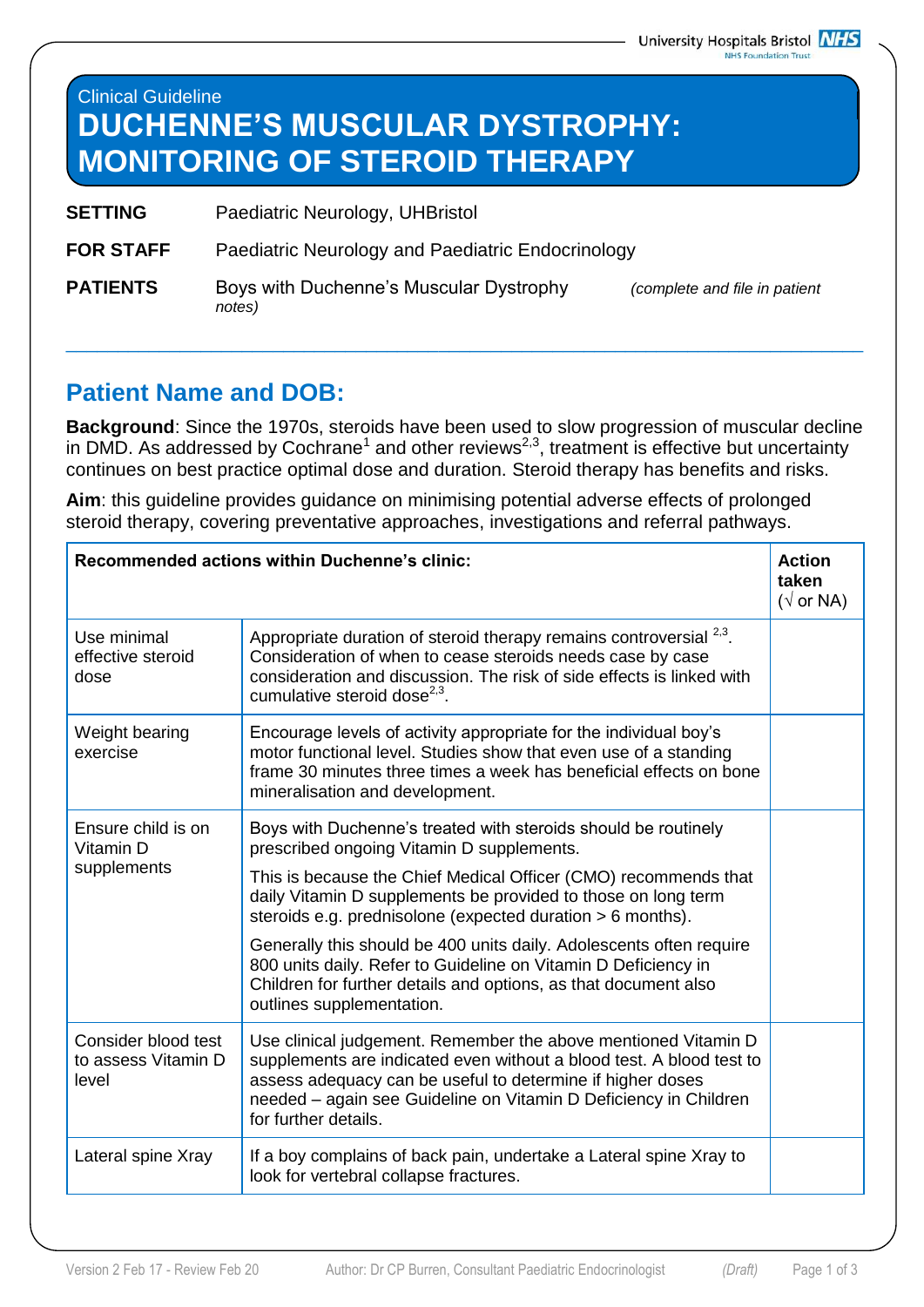Clinical Guideline

# DUCHENNE'S MUSCULAR DYSTROPHY: MONITORING OF STEROID THERAPY

**SETTING** Paediatric Neurology, UHBristol

**FOR STAFF** Paediatric Neurology and Paediatric Endocrinology

**PATIENTS** Boys with Duchenne's Muscular Dystrophy *(complete and file in patient notes)*

---

## Patient Name and DOB:

**Background**: Since the 1970s, steroids have been used to slow progression of muscular decline in DMD. As addressed by Cochrane[1] and other reviews[2,3], treatment is effective but uncertainty continues on best practice optimal dose and duration. Steroid therapy has benefits and risks.

**Aim**: this guideline provides guidance on minimising potential adverse effects of prolonged steroid therapy, covering preventative approaches, investigations and referral pathways.

| **Recommended actions within Duchenne's clinic:** | | **Action taken** (√ or NA) |
|---|---|---|
| Use minimal effective steroid dose | Appropriate duration of steroid therapy remains controversial [2,3]. Consideration of when to cease steroids needs case by case consideration and discussion. The risk of side effects is linked with cumulative steroid dose[2,3]. | |
| Weight bearing exercise | Encourage levels of activity appropriate for the individual boy's motor functional level. Studies show that even use of a standing frame 30 minutes three times a week has beneficial effects on bone mineralisation and development. | |
| Ensure child is on Vitamin D supplements | Boys with Duchenne's treated with steroids should be routinely prescribed ongoing Vitamin D supplements.<br><br>This is because the Chief Medical Officer (CMO) recommends that daily Vitamin D supplements be provided to those on long term steroids e.g. prednisolone (expected duration > 6 months).<br><br>Generally this should be 400 units daily. Adolescents often require 800 units daily. Refer to Guideline on Vitamin D Deficiency in Children for further details and options, as that document also outlines supplementation. | |
| Consider blood test to assess Vitamin D level | Use clinical judgement. Remember the above mentioned Vitamin D supplements are indicated even without a blood test. A blood test to assess adequacy can be useful to determine if higher doses needed – again see Guideline on Vitamin D Deficiency in Children for further details. | |
| Lateral spine Xray | If a boy complains of back pain, undertake a Lateral spine Xray to look for vertebral collapse fractures. | |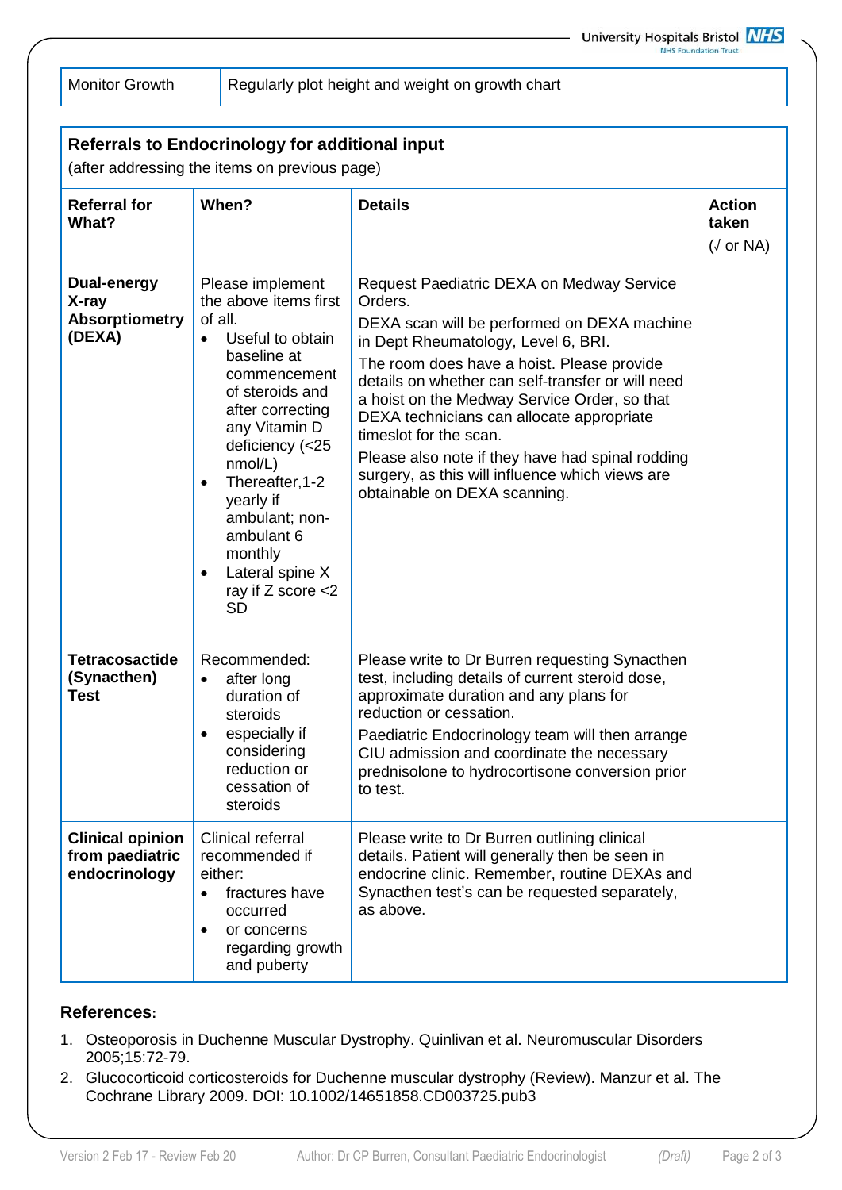| Monitor Growth | Regularly plot height and weight on growth chart | |
|---|---|---|

| **Referrals to Endocrinology for additional input** (after addressing the items on previous page) | | | |
|---|---|---|---|
| **Referral for What?** | **When?** | **Details** | **Action taken** (√ or NA) |
| **Dual-energy X-ray Absorptiometry (DEXA)** | Please implement the above items first of all. <br>• Useful to obtain baseline at commencement of steroids and after correcting any Vitamin D deficiency (<25 nmol/L) <br>• Thereafter,1-2 yearly if ambulant; non-ambulant 6 monthly <br>• Lateral spine X ray if Z score <2 SD | Request Paediatric DEXA on Medway Service Orders. <br>DEXA scan will be performed on DEXA machine in Dept Rheumatology, Level 6, BRI. <br>The room does have a hoist. Please provide details on whether can self-transfer or will need a hoist on the Medway Service Order, so that DEXA technicians can allocate appropriate timeslot for the scan. <br>Please also note if they have had spinal rodding surgery, as this will influence which views are obtainable on DEXA scanning. | |
| **Tetracosactide (Synacthen) Test** | Recommended: <br>• after long duration of steroids <br>• especially if considering reduction or cessation of steroids | Please write to Dr Burren requesting Synacthen test, including details of current steroid dose, approximate duration and any plans for reduction or cessation. <br>Paediatric Endocrinology team will then arrange CIU admission and coordinate the necessary prednisolone to hydrocortisone conversion prior to test. | |
| **Clinical opinion from paediatric endocrinology** | Clinical referral recommended if either: <br>• fractures have occurred <br>• or concerns regarding growth and puberty | Please write to Dr Burren outlining clinical details. Patient will generally then be seen in endocrine clinic. Remember, routine DEXAs and Synacthen test's can be requested separately, as above. | |

## References:

1. Osteoporosis in Duchenne Muscular Dystrophy. Quinlivan et al. Neuromuscular Disorders 2005;15:72-79.
2. Glucocorticoid corticosteroids for Duchenne muscular dystrophy (Review). Manzur et al. The Cochrane Library 2009. DOI: 10.1002/14651858.CD003725.pub3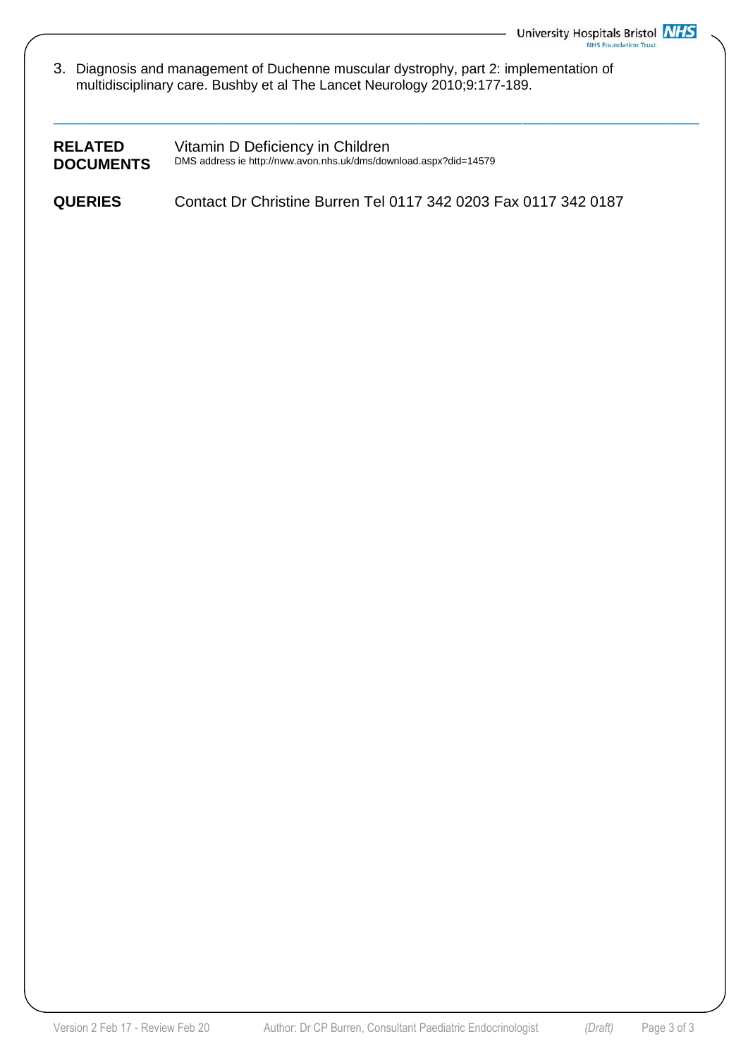3. Diagnosis and management of Duchenne muscular dystrophy, part 2: implementation of multidisciplinary care. Bushby et al The Lancet Neurology 2010;9:177-189.

---

**RELATED DOCUMENTS**

Vitamin D Deficiency in Children
DMS address ie http://nww.avon.nhs.uk/dms/download.aspx?did=14579

**QUERIES**

Contact Dr Christine Burren Tel 0117 342 0203 Fax 0117 342 0187